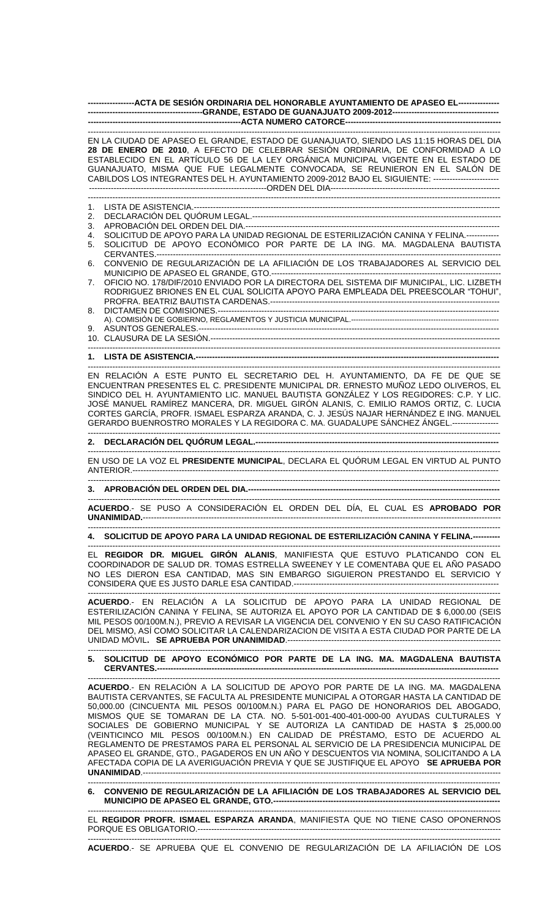**ACTA DE SESIÓN ORDINARIA DEL HONORABLE AYUNTAMIENTO DE APASEO EL GRANDE, ESTADO DE GUANAJUATO 2009-2012**

**ACTA NUMERO CATORCE**

EN LA CIUDAD DE APASEO EL GRANDE, ESTADO DE GUANAJUATO, SIENDO LAS 11:15 HORAS DEL DIA **28 DE ENERO DE 2010**, A EFECTO DE CELEBRAR SESIÓN ORDINARIA, DE CONFORMIDAD A LO ESTABLECIDO EN EL ARTÍCULO 56 DE LA LEY ORGÁNICA MUNICIPAL VIGENTE EN EL ESTADO DE GUANAJUATO, MISMA QUE FUE LEGALMENTE CONVOCADA, SE REUNIERON EN EL SALÓN DE CABILDOS LOS INTEGRANTES DEL H. AYUNTAMIENTO 2009-2012 BAJO EL SIGUIENTE:

ORDEN DEL DIA

1. LISTA DE ASISTENCIA.
2. DECLARACIÓN DEL QUÓRUM LEGAL.
3. APROBACIÓN DEL ORDEN DEL DIA.
4. SOLICITUD DE APOYO PARA LA UNIDAD REGIONAL DE ESTERILIZACIÓN CANINA Y FELINA.
5. SOLICITUD DE APOYO ECONÓMICO POR PARTE DE LA ING. MA. MAGDALENA BAUTISTA CERVANTES.
6. CONVENIO DE REGULARIZACIÓN DE LA AFILIACIÓN DE LOS TRABAJADORES AL SERVICIO DEL MUNICIPIO DE APASEO EL GRANDE, GTO.
7. OFICIO NO. 178/DIF/2010 ENVIADO POR LA DIRECTORA DEL SISTEMA DIF MUNICIPAL, LIC. LIZBETH RODRIGUEZ BRIONES EN EL CUAL SOLICITA APOYO PARA EMPLEADA DEL PREESCOLAR "TOHUI", PROFRA. BEATRIZ BAUTISTA CARDENAS.
8. DICTAMEN DE COMISIONES.
   A). COMISIÓN DE GOBIERNO, REGLAMENTOS Y JUSTICIA MUNICIPAL.
9. ASUNTOS GENERALES.
10. CLAUSURA DE LA SESIÓN.

**1. LISTA DE ASISTENCIA.**

EN RELACIÓN A ESTE PUNTO EL SECRETARIO DEL H. AYUNTAMIENTO, DA FE DE QUE SE ENCUENTRAN PRESENTES EL C. PRESIDENTE MUNICIPAL DR. ERNESTO MUÑOZ LEDO OLIVEROS, EL SINDICO DEL H. AYUNTAMIENTO LIC. MANUEL BAUTISTA GONZÁLEZ Y LOS REGIDORES: C.P. Y LIC. JOSÉ MANUEL RAMÍREZ MANCERA, DR. MIGUEL GIRÓN ALANIS, C. EMILIO RAMOS ORTIZ, C. LUCIA CORTES GARCÍA, PROFR. ISMAEL ESPARZA ARANDA, C. J. JESÚS NAJAR HERNÁNDEZ E ING. MANUEL GERARDO BUENROSTRO MORALES Y LA REGIDORA C. MA. GUADALUPE SÁNCHEZ ÁNGEL.

**2. DECLARACIÓN DEL QUÓRUM LEGAL.**

EN USO DE LA VOZ EL **PRESIDENTE MUNICIPAL**, DECLARA EL QUÓRUM LEGAL EN VIRTUD AL PUNTO ANTERIOR.

**3. APROBACIÓN DEL ORDEN DEL DIA.**

**ACUERDO**.- SE PUSO A CONSIDERACIÓN EL ORDEN DEL DÍA, EL CUAL ES **APROBADO POR UNANIMIDAD.**

**4. SOLICITUD DE APOYO PARA LA UNIDAD REGIONAL DE ESTERILIZACIÓN CANINA Y FELINA.**

EL **REGIDOR DR. MIGUEL GIRÓN ALANIS**, MANIFIESTA QUE ESTUVO PLATICANDO CON EL COORDINADOR DE SALUD DR. TOMAS ESTRELLA SWEENEY Y LE COMENTABA QUE EL AÑO PASADO NO LES DIERON ESA CANTIDAD, MAS SIN EMBARGO SIGUIERON PRESTANDO EL SERVICIO Y CONSIDERA QUE ES JUSTO DARLE ESA CANTIDAD.

**ACUERDO**.- EN RELACIÓN A LA SOLICITUD DE APOYO PARA LA UNIDAD REGIONAL DE ESTERILIZACIÓN CANINA Y FELINA, SE AUTORIZA EL APOYO POR LA CANTIDAD DE $ 6,000.00 (SEIS MIL PESOS 00/100M.N.), PREVIO A REVISAR LA VIGENCIA DEL CONVENIO Y EN SU CASO RATIFICACIÓN DEL MISMO, ASÍ COMO SOLICITAR LA CALENDARIZACION DE VISITA A ESTA CIUDAD POR PARTE DE LA UNIDAD MÓVIL**. SE APRUEBA POR UNANIMIDAD**.

**5. SOLICITUD DE APOYO ECONÓMICO POR PARTE DE LA ING. MA. MAGDALENA BAUTISTA CERVANTES.**

**ACUERDO**.- EN RELACIÓN A LA SOLICITUD DE APOYO POR PARTE DE LA ING. MA. MAGDALENA BAUTISTA CERVANTES, SE FACULTA AL PRESIDENTE MUNICIPAL A OTORGAR HASTA LA CANTIDAD DE 50,000.00 (CINCUENTA MIL PESOS 00/100M.N.) PARA EL PAGO DE HONORARIOS DEL ABOGADO, MISMOS QUE SE TOMARAN DE LA CTA. NO. 5-501-001-400-401-000-00 AYUDAS CULTURALES Y SOCIALES DE GOBIERNO MUNICIPAL Y SE AUTORIZA LA CANTIDAD DE HASTA $ 25,000.00 (VEINTICINCO MIL PESOS 00/100M.N.) EN CALIDAD DE PRÉSTAMO, ESTO DE ACUERDO AL REGLAMENTO DE PRESTAMOS PARA EL PERSONAL AL SERVICIO DE LA PRESIDENCIA MUNICIPAL DE APASEO EL GRANDE, GTO., PAGADEROS EN UN AÑO Y DESCUENTOS VIA NOMINA, SOLICITANDO A LA AFECTADA COPIA DE LA AVERIGUACIÓN PREVIA Y QUE SE JUSTIFIQUE EL APOYO **SE APRUEBA POR UNANIMIDAD**.

**6. CONVENIO DE REGULARIZACIÓN DE LA AFILIACIÓN DE LOS TRABAJADORES AL SERVICIO DEL MUNICIPIO DE APASEO EL GRANDE, GTO.**

EL **REGIDOR PROFR. ISMAEL ESPARZA ARANDA**, MANIFIESTA QUE NO TIENE CASO OPONERNOS PORQUE ES OBLIGATORIO.

**ACUERDO**.- SE APRUEBA QUE EL CONVENIO DE REGULARIZACIÓN DE LA AFILIACIÓN DE LOS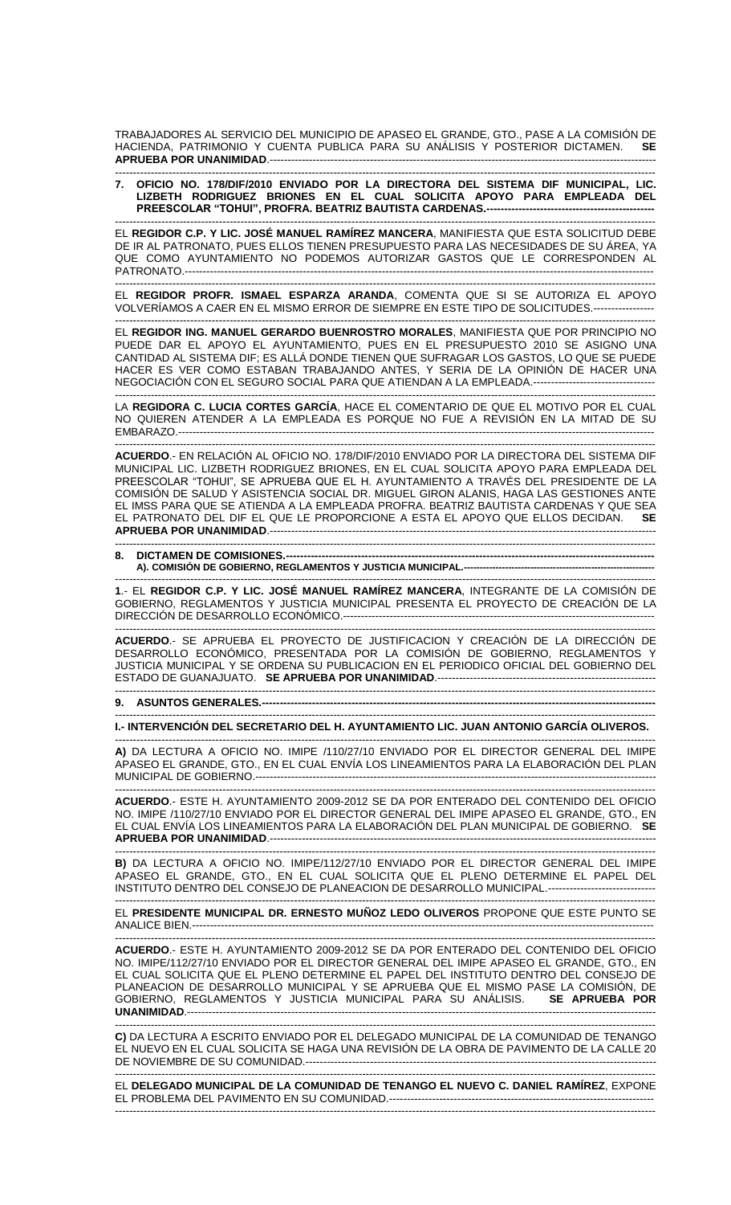TRABAJADORES AL SERVICIO DEL MUNICIPIO DE APASEO EL GRANDE, GTO., PASE A LA COMISIÓN DE HACIENDA, PATRIMONIO Y CUENTA PUBLICA PARA SU ANÁLISIS Y POSTERIOR DICTAMEN. **SE APRUEBA POR UNANIMIDAD**.-----------------------------------------------------------------------------------------------------

**7. OFICIO NO. 178/DIF/2010 ENVIADO POR LA DIRECTORA DEL SISTEMA DIF MUNICIPAL, LIC. LIZBETH RODRIGUEZ BRIONES EN EL CUAL SOLICITA APOYO PARA EMPLEADA DEL PREESCOLAR "TOHUI", PROFRA. BEATRIZ BAUTISTA CARDENAS.-----------------------------------------------**

EL **REGIDOR C.P. Y LIC. JOSÉ MANUEL RAMÍREZ MANCERA**, MANIFIESTA QUE ESTA SOLICITUD DEBE DE IR AL PATRONATO, PUES ELLOS TIENEN PRESUPUESTO PARA LAS NECESIDADES DE SU ÁREA, YA QUE COMO AYUNTAMIENTO NO PODEMOS AUTORIZAR GASTOS QUE LE CORRESPONDEN AL PATRONATO.-----------------------------------------------------------------------------------------------------------------------

EL **REGIDOR PROFR. ISMAEL ESPARZA ARANDA**, COMENTA QUE SI SE AUTORIZA EL APOYO VOLVERÍAMOS A CAER EN EL MISMO ERROR DE SIEMPRE EN ESTE TIPO DE SOLICITUDES.-----------------

EL **REGIDOR ING. MANUEL GERARDO BUENROSTRO MORALES**, MANIFIESTA QUE POR PRINCIPIO NO PUEDE DAR EL APOYO EL AYUNTAMIENTO, PUES EN EL PRESUPUESTO 2010 SE ASIGNO UNA CANTIDAD AL SISTEMA DIF; ES ALLÁ DONDE TIENEN QUE SUFRAGAR LOS GASTOS, LO QUE SE PUEDE HACER ES VER COMO ESTABAN TRABAJANDO ANTES, Y SERIA DE LA OPINIÓN DE HACER UNA NEGOCIACIÓN CON EL SEGURO SOCIAL PARA QUE ATIENDAN A LA EMPLEADA.----------------------------------

LA **REGIDORA C. LUCIA CORTES GARCÍA**, HACE EL COMENTARIO DE QUE EL MOTIVO POR EL CUAL NO QUIEREN ATENDER A LA EMPLEADA ES PORQUE NO FUE A REVISIÓN EN LA MITAD DE SU EMBARAZO.------------------------------------------------------------------------------------------------------------------------

**ACUERDO**.- EN RELACIÓN AL OFICIO NO. 178/DIF/2010 ENVIADO POR LA DIRECTORA DEL SISTEMA DIF MUNICIPAL LIC. LIZBETH RODRIGUEZ BRIONES, EN EL CUAL SOLICITA APOYO PARA EMPLEADA DEL PREESCOLAR "TOHUI", SE APRUEBA QUE EL H. AYUNTAMIENTO A TRAVÉS DEL PRESIDENTE DE LA COMISIÓN DE SALUD Y ASISTENCIA SOCIAL DR. MIGUEL GIRON ALANIS, HAGA LAS GESTIONES ANTE EL IMSS PARA QUE SE ATIENDA A LA EMPLEADA PROFRA. BEATRIZ BAUTISTA CARDENAS Y QUE SEA EL PATRONATO DEL DIF EL QUE LE PROPORCIONE A ESTA EL APOYO QUE ELLOS DECIDAN. **SE APRUEBA POR UNANIMIDAD**.-----------------------------------------------------------------------------------------------------

**8. DICTAMEN DE COMISIONES.------------------------------------------------------------------------------------------------**

**A). COMISIÓN DE GOBIERNO, REGLAMENTOS Y JUSTICIA MUNICIPAL.----------------------------------------------------**

**1**.- EL **REGIDOR C.P. Y LIC. JOSÉ MANUEL RAMÍREZ MANCERA**, INTEGRANTE DE LA COMISIÓN DE GOBIERNO, REGLAMENTOS Y JUSTICIA MUNICIPAL PRESENTA EL PROYECTO DE CREACIÓN DE LA DIRECCIÓN DE DESARROLLO ECONÓMICO.-----------------------------------------------------------------------------------

**ACUERDO**.- SE APRUEBA EL PROYECTO DE JUSTIFICACION Y CREACIÓN DE LA DIRECCIÓN DE DESARROLLO ECONÓMICO, PRESENTADA POR LA COMISIÓN DE GOBIERNO, REGLAMENTOS Y JUSTICIA MUNICIPAL Y SE ORDENA SU PUBLICACION EN EL PERIODICO OFICIAL DEL GOBIERNO DEL ESTADO DE GUANAJUATO. **SE APRUEBA POR UNANIMIDAD**.----------------------------------------------------------

**9. ASUNTOS GENERALES.-------------------------------------------------------------------------------------------------------**

**I.- INTERVENCIÓN DEL SECRETARIO DEL H. AYUNTAMIENTO LIC. JUAN ANTONIO GARCÍA OLIVEROS.**

**A)** DA LECTURA A OFICIO NO. IMIPE /110/27/10 ENVIADO POR EL DIRECTOR GENERAL DEL IMIPE APASEO EL GRANDE, GTO., EN EL CUAL ENVÍA LOS LINEAMIENTOS PARA LA ELABORACIÓN DEL PLAN MUNICIPAL DE GOBIERNO.---------------------------------------------------------------------------------------------------------

**ACUERDO**.- ESTE H. AYUNTAMIENTO 2009-2012 SE DA POR ENTERADO DEL CONTENIDO DEL OFICIO NO. IMIPE /110/27/10 ENVIADO POR EL DIRECTOR GENERAL DEL IMIPE APASEO EL GRANDE, GTO., EN EL CUAL ENVÍA LOS LINEAMIENTOS PARA LA ELABORACIÓN DEL PLAN MUNICIPAL DE GOBIERNO. **SE APRUEBA POR UNANIMIDAD**.-----------------------------------------------------------------------------------------------------

**B)** DA LECTURA A OFICIO NO. IMIPE/112/27/10 ENVIADO POR EL DIRECTOR GENERAL DEL IMIPE APASEO EL GRANDE, GTO., EN EL CUAL SOLICITA QUE EL PLENO DETERMINE EL PAPEL DEL INSTITUTO DENTRO DEL CONSEJO DE PLANEACION DE DESARROLLO MUNICIPAL.-------------------------------

EL **PRESIDENTE MUNICIPAL DR. ERNESTO MUÑOZ LEDO OLIVEROS** PROPONE QUE ESTE PUNTO SE ANALICE BIEN.-----------------------------------------------------------------------------------------------------------------

**ACUERDO**.- ESTE H. AYUNTAMIENTO 2009-2012 SE DA POR ENTERADO DEL CONTENIDO DEL OFICIO NO. IMIPE/112/27/10 ENVIADO POR EL DIRECTOR GENERAL DEL IMIPE APASEO EL GRANDE, GTO., EN EL CUAL SOLICITA QUE EL PLENO DETERMINE EL PAPEL DEL INSTITUTO DENTRO DEL CONSEJO DE PLANEACION DE DESARROLLO MUNICIPAL Y SE APRUEBA QUE EL MISMO PASE LA COMISIÓN, DE GOBIERNO, REGLAMENTOS Y JUSTICIA MUNICIPAL PARA SU ANÁLISIS. **SE APRUEBA POR UNANIMIDAD**.-------------------------------------------------------------------------------------------------------------------

**C)** DA LECTURA A ESCRITO ENVIADO POR EL DELEGADO MUNICIPAL DE LA COMUNIDAD DE TENANGO EL NUEVO EN EL CUAL SOLICITA SE HAGA UNA REVISIÓN DE LA OBRA DE PAVIMENTO DE LA CALLE 20 DE NOVIEMBRE DE SU COMUNIDAD.------------------------------------------------------------------------------------------

EL **DELEGADO MUNICIPAL DE LA COMUNIDAD DE TENANGO EL NUEVO C. DANIEL RAMÍREZ**, EXPONE EL PROBLEMA DEL PAVIMENTO EN SU COMUNIDAD.-------------------------------------------------------------------------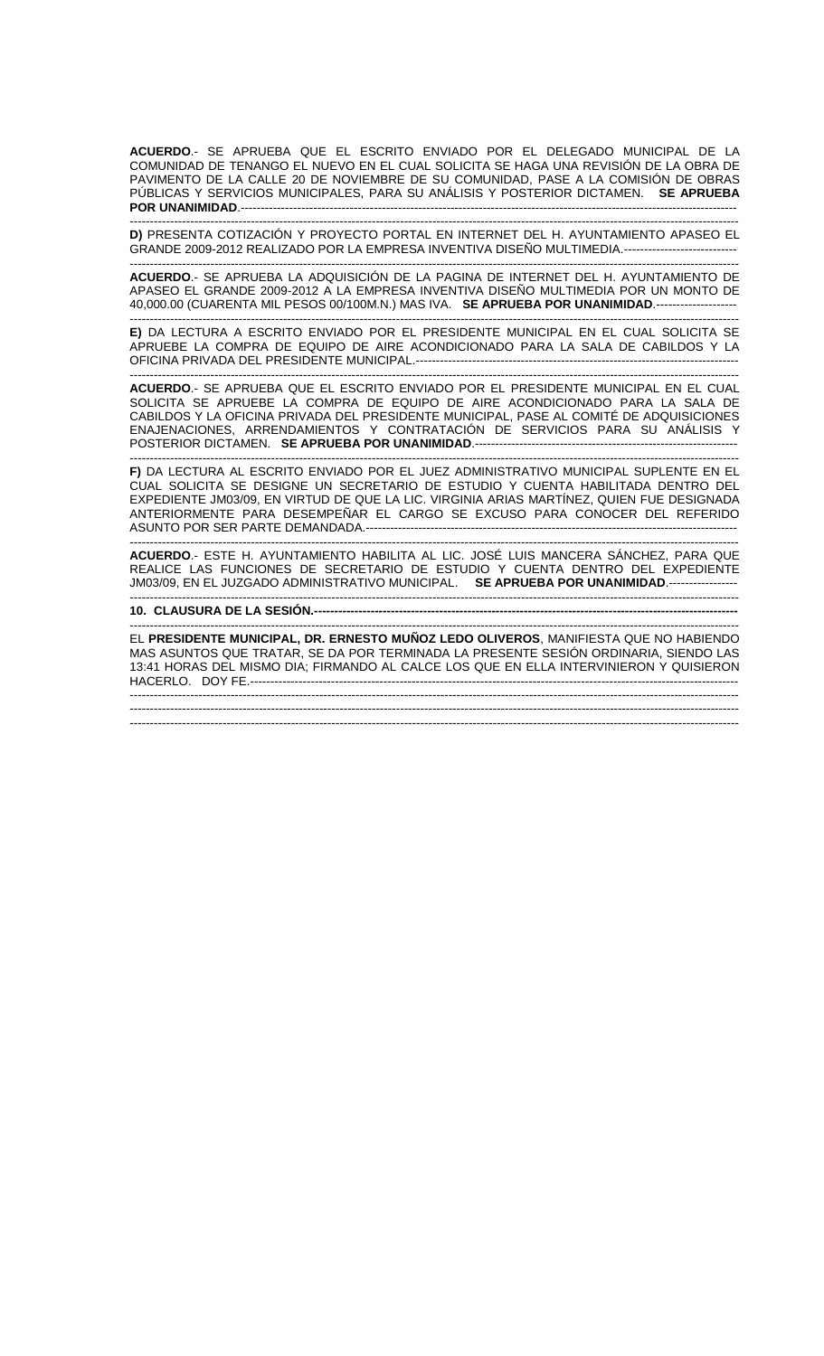**ACUERDO**.- SE APRUEBA QUE EL ESCRITO ENVIADO POR EL DELEGADO MUNICIPAL DE LA COMUNIDAD DE TENANGO EL NUEVO EN EL CUAL SOLICITA SE HAGA UNA REVISIÓN DE LA OBRA DE PAVIMENTO DE LA CALLE 20 DE NOVIEMBRE DE SU COMUNIDAD, PASE A LA COMISIÓN DE OBRAS PÚBLICAS Y SERVICIOS MUNICIPALES, PARA SU ANÁLISIS Y POSTERIOR DICTAMEN. **SE APRUEBA POR UNANIMIDAD**.-------------------------------------------------------------------------------------------------------------

---------------------------------------------------------------------------------------------------------------------------------------------

**D)** PRESENTA COTIZACIÓN Y PROYECTO PORTAL EN INTERNET DEL H. AYUNTAMIENTO APASEO EL GRANDE 2009-2012 REALIZADO POR LA EMPRESA INVENTIVA DISEÑO MULTIMEDIA.----------------------------

---------------------------------------------------------------------------------------------------------------------------------------------

**ACUERDO**.- SE APRUEBA LA ADQUISICIÓN DE LA PAGINA DE INTERNET DEL H. AYUNTAMIENTO DE APASEO EL GRANDE 2009-2012 A LA EMPRESA INVENTIVA DISEÑO MULTIMEDIA POR UN MONTO DE 40,000.00 (CUARENTA MIL PESOS 00/100M.N.) MAS IVA. **SE APRUEBA POR UNANIMIDAD**.--------------------

---------------------------------------------------------------------------------------------------------------------------------------------

**E)** DA LECTURA A ESCRITO ENVIADO POR EL PRESIDENTE MUNICIPAL EN EL CUAL SOLICITA SE APRUEBE LA COMPRA DE EQUIPO DE AIRE ACONDICIONADO PARA LA SALA DE CABILDOS Y LA OFICINA PRIVADA DEL PRESIDENTE MUNICIPAL.-------------------------------------------------------------------------------

---------------------------------------------------------------------------------------------------------------------------------------------

**ACUERDO**.- SE APRUEBA QUE EL ESCRITO ENVIADO POR EL PRESIDENTE MUNICIPAL EN EL CUAL SOLICITA SE APRUEBE LA COMPRA DE EQUIPO DE AIRE ACONDICIONADO PARA LA SALA DE CABILDOS Y LA OFICINA PRIVADA DEL PRESIDENTE MUNICIPAL, PASE AL COMITÉ DE ADQUISICIONES ENAJENACIONES, ARRENDAMIENTOS Y CONTRATACIÓN DE SERVICIOS PARA SU ANÁLISIS Y POSTERIOR DICTAMEN. **SE APRUEBA POR UNANIMIDAD**.----------------------------------------------------------------

---------------------------------------------------------------------------------------------------------------------------------------------

**F)** DA LECTURA AL ESCRITO ENVIADO POR EL JUEZ ADMINISTRATIVO MUNICIPAL SUPLENTE EN EL CUAL SOLICITA SE DESIGNE UN SECRETARIO DE ESTUDIO Y CUENTA HABILITADA DENTRO DEL EXPEDIENTE JM03/09, EN VIRTUD DE QUE LA LIC. VIRGINIA ARIAS MARTÍNEZ, QUIEN FUE DESIGNADA ANTERIORMENTE PARA DESEMPEÑAR EL CARGO SE EXCUSO PARA CONOCER DEL REFERIDO ASUNTO POR SER PARTE DEMANDADA.-------------------------------------------------------------------------------------------

---------------------------------------------------------------------------------------------------------------------------------------------

**ACUERDO**.- ESTE H. AYUNTAMIENTO HABILITA AL LIC. JOSÉ LUIS MANCERA SÁNCHEZ, PARA QUE REALICE LAS FUNCIONES DE SECRETARIO DE ESTUDIO Y CUENTA DENTRO DEL EXPEDIENTE JM03/09, EN EL JUZGADO ADMINISTRATIVO MUNICIPAL. **SE APRUEBA POR UNANIMIDAD**.-----------------

---------------------------------------------------------------------------------------------------------------------------------------------

**10. CLAUSURA DE LA SESIÓN.-----------------------------------------------------------------------------------------------------**

---------------------------------------------------------------------------------------------------------------------------------------------

EL **PRESIDENTE MUNICIPAL, DR. ERNESTO MUÑOZ LEDO OLIVEROS**, MANIFIESTA QUE NO HABIENDO MAS ASUNTOS QUE TRATAR, SE DA POR TERMINADA LA PRESENTE SESIÓN ORDINARIA, SIENDO LAS 13:41 HORAS DEL MISMO DIA; FIRMANDO AL CALCE LOS QUE EN ELLA INTERVINIERON Y QUISIERON HACERLO. DOY FE.----------------------------------------------------------------------------------------------------------------------

---------------------------------------------------------------------------------------------------------------------------------------------

---------------------------------------------------------------------------------------------------------------------------------------------

---------------------------------------------------------------------------------------------------------------------------------------------